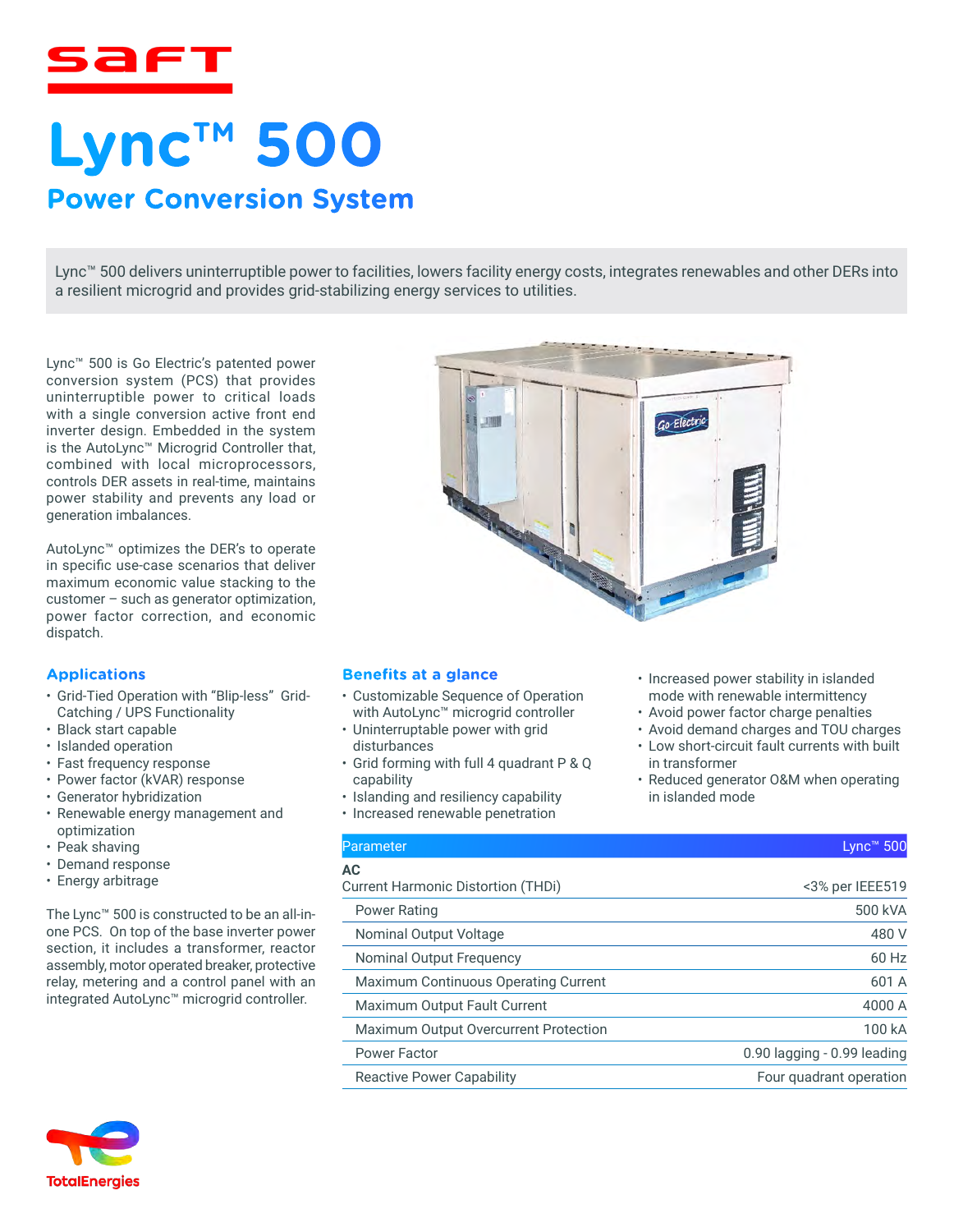# Lync™ 500

## Power Conversion System

Lync™ 500 delivers uninterruptible power to facilities, lowers facility energy costs, integrates renewables and other DERs into a resilient microgrid and provides grid-stabilizing energy services to utilities.

Lync™ 500 is Go Electric's patented power conversion system (PCS) that provides uninterruptible power to critical loads with a single conversion active front end inverter design. Embedded in the system is the AutoLync™ Microgrid Controller that, combined with local microprocessors, controls DER assets in real-time, maintains power stability and prevents any load or generation imbalances.

AutoLync™ optimizes the DER's to operate in specific use-case scenarios that deliver maximum economic value stacking to the customer – such as generator optimization, power factor correction, and economic dispatch.

### Applications

- Grid-Tied Operation with "Blip-less" Grid-Catching / UPS Functionality
- Black start capable
- Islanded operation
- Fast frequency response
- Power factor (kVAR) response
- Generator hybridization
- Renewable energy management and optimization
- Peak shaving
- Demand response
- Energy arbitrage

The Lync™ 500 is constructed to be an all-in-one PCS. On top of the base inverter power section, it includes a transformer, reactor assembly, motor operated breaker, protective relay, metering and a control panel with an integrated AutoLync™ microgrid controller.

### Benefits at a glance

- Customizable Sequence of Operation with AutoLync™ microgrid controller
- Uninterruptable power with grid disturbances
- Grid forming with full 4 quadrant P & Q capability
- Islanding and resiliency capability
- Increased renewable penetration
- Increased power stability in islanded mode with renewable intermittency
- Avoid power factor charge penalties
- Avoid demand charges and TOU charges
- Low short-circuit fault currents with built in transformer
- Reduced generator O&M when operating in islanded mode

| Parameter | Lync™ 500 |
|---|---|
| **AC** | |
| Current Harmonic Distortion (THDi) | <3% per IEEE519 |
| Power Rating | 500 kVA |
| Nominal Output Voltage | 480 V |
| Nominal Output Frequency | 60 Hz |
| Maximum Continuous Operating Current | 601 A |
| Maximum Output Fault Current | 4000 A |
| Maximum Output Overcurrent Protection | 100 kA |
| Power Factor | 0.90 lagging - 0.99 leading |
| Reactive Power Capability | Four quadrant operation |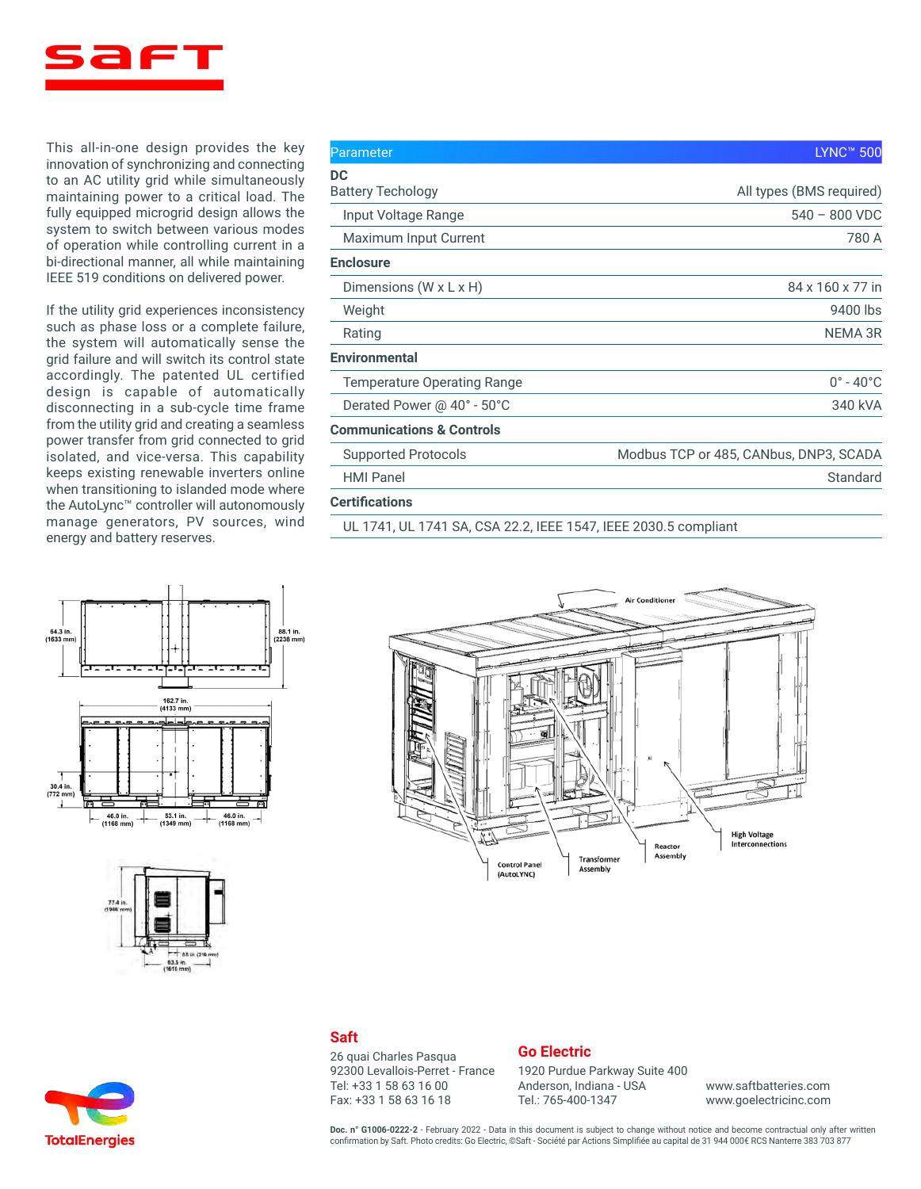This all-in-one design provides the key innovation of synchronizing and connecting to an AC utility grid while simultaneously maintaining power to a critical load. The fully equipped microgrid design allows the system to switch between various modes of operation while controlling current in a bi-directional manner, all while maintaining IEEE 519 conditions on delivered power.

If the utility grid experiences inconsistency such as phase loss or a complete failure, the system will automatically sense the grid failure and will switch its control state accordingly. The patented UL certified design is capable of automatically disconnecting in a sub-cycle time frame from the utility grid and creating a seamless power transfer from grid connected to grid isolated, and vice-versa. This capability keeps existing renewable inverters online when transitioning to islanded mode where the AutoLync™ controller will autonomously manage generators, PV sources, wind energy and battery reserves.

| Parameter | LYNC™ 500 |
|---|---|
| **DC** | |
| Battery Techology | All types (BMS required) |
| Input Voltage Range | 540 – 800 VDC |
| Maximum Input Current | 780 A |
| **Enclosure** | |
| Dimensions (W x L x H) | 84 x 160 x 77 in |
| Weight | 9400 lbs |
| Rating | NEMA 3R |
| **Environmental** | |
| Temperature Operating Range | 0° - 40°C |
| Derated Power @ 40° - 50°C | 340 kVA |
| **Communications & Controls** | |
| Supported Protocols | Modbus TCP or 485, CANbus, DNP3, SCADA |
| HMI Panel | Standard |
| **Certifications** | |
| UL 1741, UL 1741 SA, CSA 22.2, IEEE 1547, IEEE 2030.5 compliant | |

64.3 in. (1633 mm)
88.1 in. (2238 mm)
162.7 in. (4133 mm)
30.4 in. (772 mm)
46.0 in. (1168 mm)
53.1 in. (1349 mm)
46.0 in. (1168 mm)
77.4 in. (1966 mm)
8.5 in (216 mm)
63.5 in. (1610 mm)

Air Conditioner
Control Panel (AutoLYNC)
Transformer Assembly
Reactor Assembly
High Voltage Interconnections

**Saft**
26 quai Charles Pasqua
92300 Levallois-Perret - France
Tel: +33 1 58 63 16 00
Fax: +33 1 58 63 16 18

**Go Electric**
1920 Purdue Parkway Suite 400
Anderson, Indiana - USA
Tel.: 765-400-1347

www.saftbatteries.com
www.goelectricinc.com

**Doc. n° G1006-0222-2** - February 2022 - Data in this document is subject to change without notice and become contractual only after written confirmation by Saft. Photo credits: Go Electric, ©Saft - Société par Actions Simplifiée au capital de 31 944 000€ RCS Nanterre 383 703 877

TotalEnergies